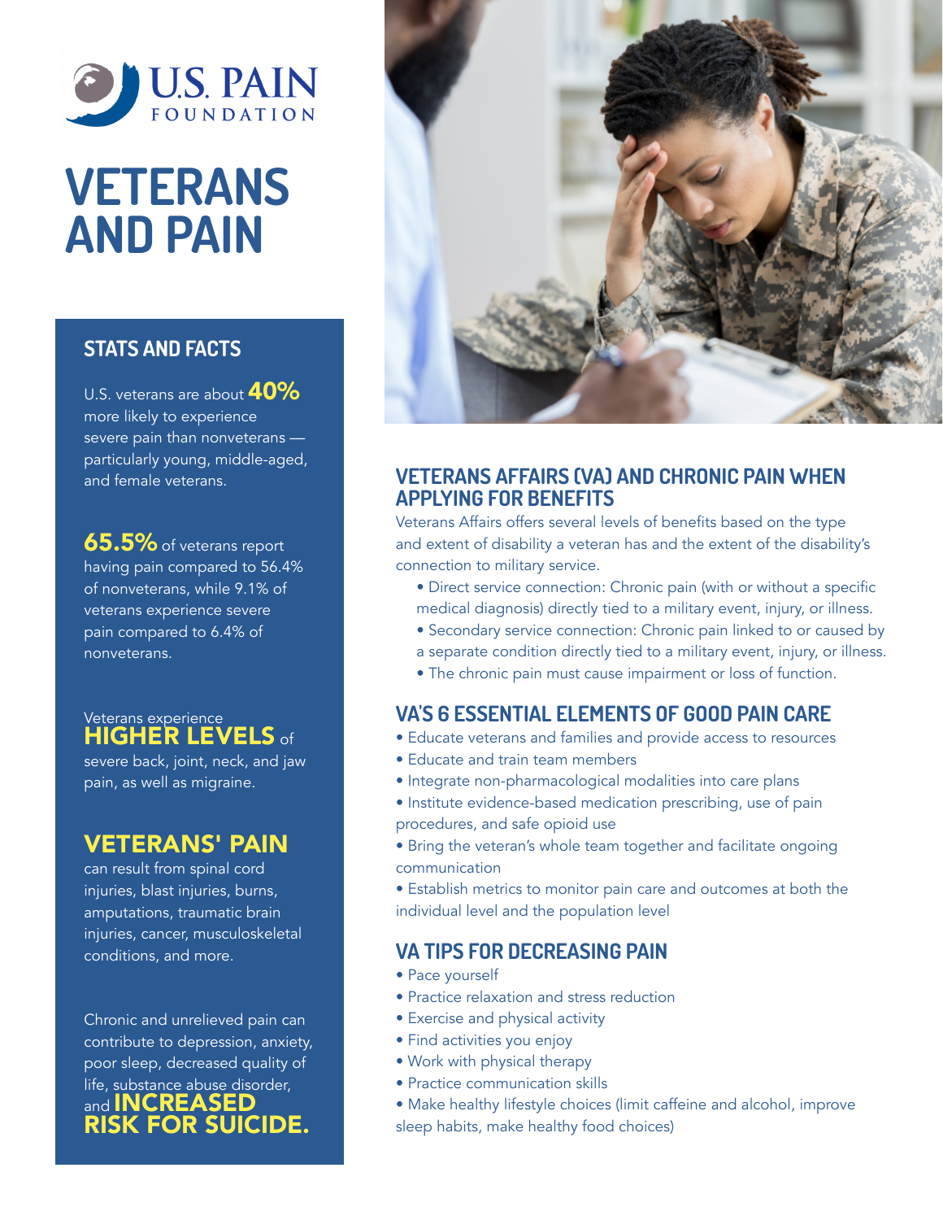U.S. PAIN FOUNDATION

# VETERANS AND PAIN

## STATS AND FACTS

U.S. veterans are about **40%** more likely to experience severe pain than nonveterans — particularly young, middle-aged, and female veterans.

**65.5%** of veterans report having pain compared to 56.4% of nonveterans, while 9.1% of veterans experience severe pain compared to 6.4% of nonveterans.

Veterans experience **HIGHER LEVELS** of severe back, joint, neck, and jaw pain, as well as migraine.

**VETERANS' PAIN** can result from spinal cord injuries, blast injuries, burns, amputations, traumatic brain injuries, cancer, musculoskeletal conditions, and more.

Chronic and unrelieved pain can contribute to depression, anxiety, poor sleep, decreased quality of life, substance abuse disorder, and **INCREASED RISK FOR SUICIDE.**

## VETERANS AFFAIRS (VA) AND CHRONIC PAIN WHEN APPLYING FOR BENEFITS

Veterans Affairs offers several levels of benefits based on the type and extent of disability a veteran has and the extent of the disability's connection to military service.

- Direct service connection: Chronic pain (with or without a specific medical diagnosis) directly tied to a military event, injury, or illness.
- Secondary service connection: Chronic pain linked to or caused by a separate condition directly tied to a military event, injury, or illness.
- The chronic pain must cause impairment or loss of function.

## VA'S 6 ESSENTIAL ELEMENTS OF GOOD PAIN CARE

- Educate veterans and families and provide access to resources
- Educate and train team members
- Integrate non-pharmacological modalities into care plans
- Institute evidence-based medication prescribing, use of pain procedures, and safe opioid use
- Bring the veteran's whole team together and facilitate ongoing communication
- Establish metrics to monitor pain care and outcomes at both the individual level and the population level

## VA TIPS FOR DECREASING PAIN

- Pace yourself
- Practice relaxation and stress reduction
- Exercise and physical activity
- Find activities you enjoy
- Work with physical therapy
- Practice communication skills
- Make healthy lifestyle choices (limit caffeine and alcohol, improve sleep habits, make healthy food choices)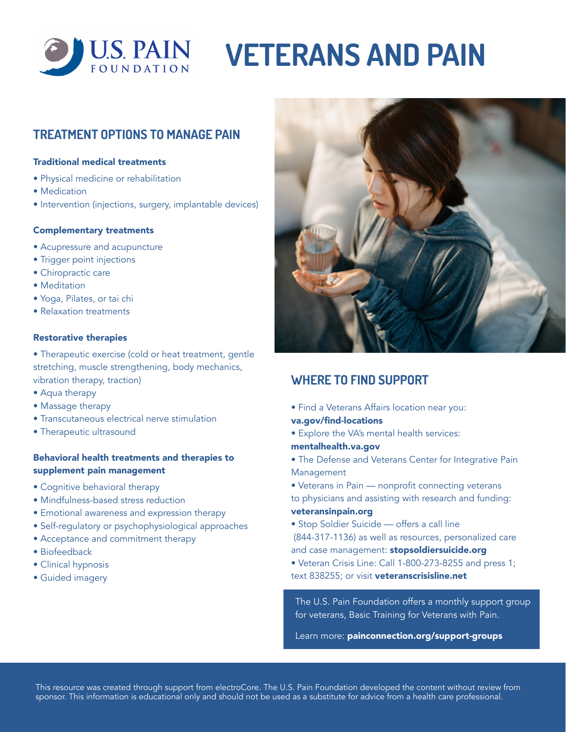# VETERANS AND PAIN

## TREATMENT OPTIONS TO MANAGE PAIN

### Traditional medical treatments

- Physical medicine or rehabilitation
- Medication
- Intervention (injections, surgery, implantable devices)

### Complementary treatments

- Acupressure and acupuncture
- Trigger point injections
- Chiropractic care
- Meditation
- Yoga, Pilates, or tai chi
- Relaxation treatments

### Restorative therapies

- Therapeutic exercise (cold or heat treatment, gentle stretching, muscle strengthening, body mechanics, vibration therapy, traction)
- Aqua therapy
- Massage therapy
- Transcutaneous electrical nerve stimulation
- Therapeutic ultrasound

### Behavioral health treatments and therapies to supplement pain management

- Cognitive behavioral therapy
- Mindfulness-based stress reduction
- Emotional awareness and expression therapy
- Self-regulatory or psychophysiological approaches
- Acceptance and commitment therapy
- Biofeedback
- Clinical hypnosis
- Guided imagery

## WHERE TO FIND SUPPORT

- Find a Veterans Affairs location near you: **va.gov/find-locations**
- Explore the VA's mental health services: **mentalhealth.va.gov**
- The Defense and Veterans Center for Integrative Pain Management
- Veterans in Pain — nonprofit connecting veterans to physicians and assisting with research and funding: **veteransinpain.org**
- Stop Soldier Suicide — offers a call line (844-317-1136) as well as resources, personalized care and case management: **stopsoldiersuicide.org**
- Veteran Crisis Line: Call 1-800-273-8255 and press 1; text 838255; or visit **veteranscrisisline.net**

The U.S. Pain Foundation offers a monthly support group for veterans, Basic Training for Veterans with Pain.

Learn more: **painconnection.org/support-groups**

This resource was created through support from electroCore. The U.S. Pain Foundation developed the content without review from sponsor. This information is educational only and should not be used as a substitute for advice from a health care professional.